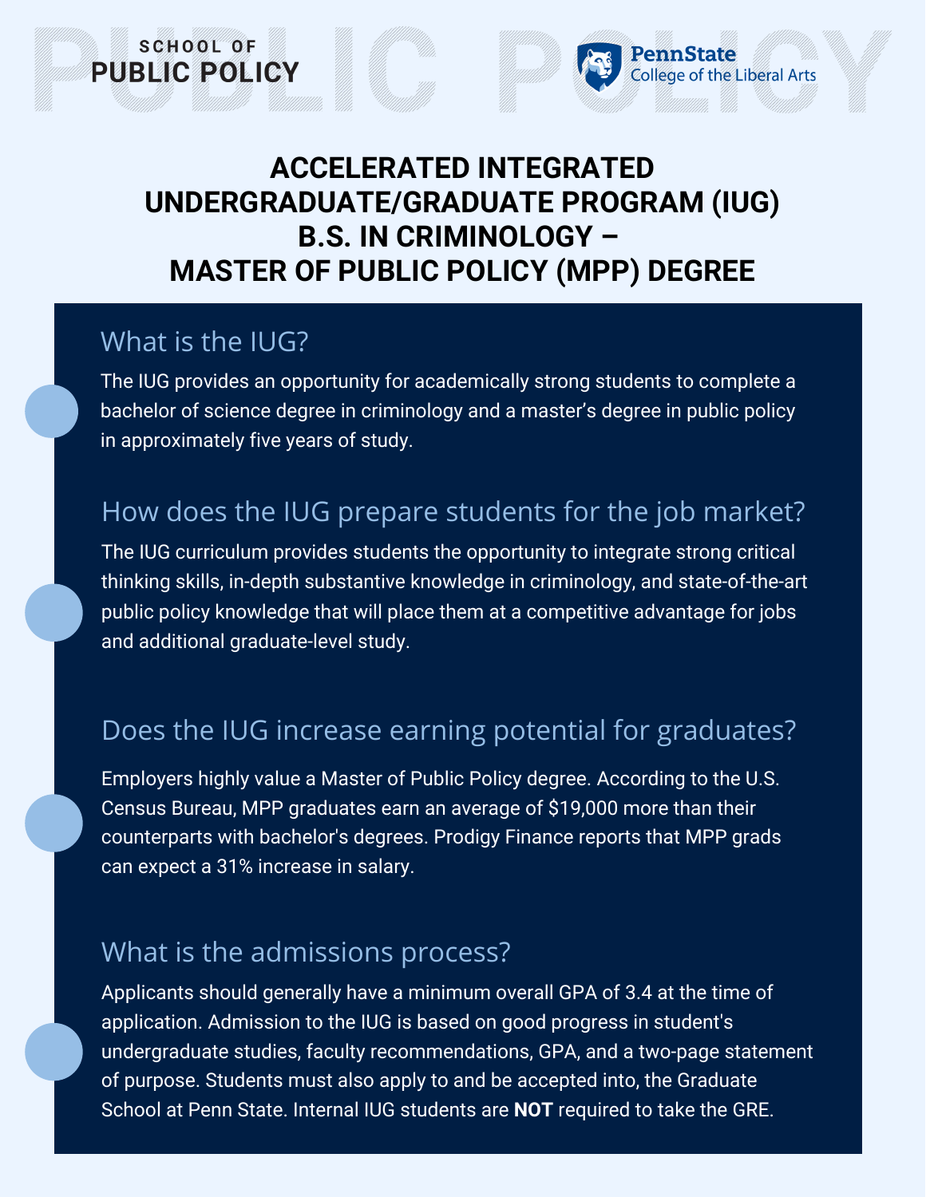SCHOOL OF
PUBLIC POLICY

PennState
College of the Liberal Arts

# ACCELERATED INTEGRATED UNDERGRADUATE/GRADUATE PROGRAM (IUG) B.S. IN CRIMINOLOGY – MASTER OF PUBLIC POLICY (MPP) DEGREE

## What is the IUG?

The IUG provides an opportunity for academically strong students to complete a bachelor of science degree in criminology and a master's degree in public policy in approximately five years of study.

## How does the IUG prepare students for the job market?

The IUG curriculum provides students the opportunity to integrate strong critical thinking skills, in-depth substantive knowledge in criminology, and state-of-the-art public policy knowledge that will place them at a competitive advantage for jobs and additional graduate-level study.

## Does the IUG increase earning potential for graduates?

Employers highly value a Master of Public Policy degree. According to the U.S. Census Bureau, MPP graduates earn an average of $19,000 more than their counterparts with bachelor's degrees. Prodigy Finance reports that MPP grads can expect a 31% increase in salary.

## What is the admissions process?

Applicants should generally have a minimum overall GPA of 3.4 at the time of application. Admission to the IUG is based on good progress in student's undergraduate studies, faculty recommendations, GPA, and a two-page statement of purpose. Students must also apply to and be accepted into, the Graduate School at Penn State. Internal IUG students are **NOT** required to take the GRE.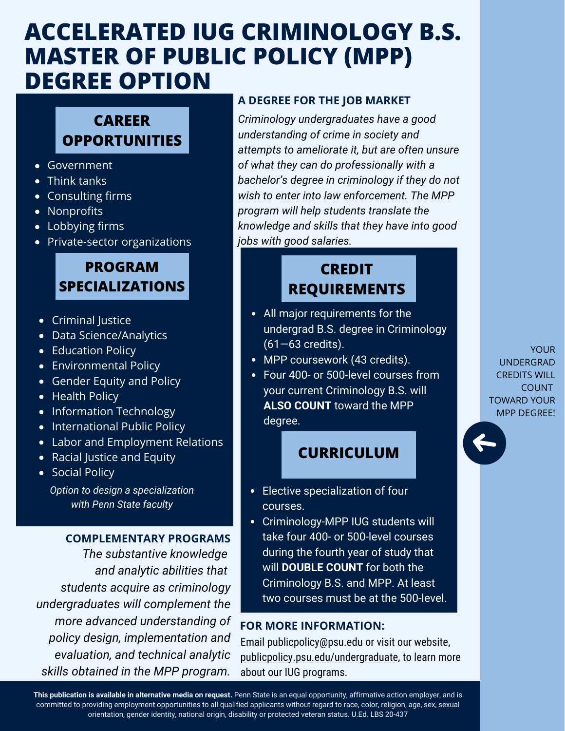# ACCELERATED IUG CRIMINOLOGY B.S. MASTER OF PUBLIC POLICY (MPP) DEGREE OPTION

## CAREER OPPORTUNITIES

- Government
- Think tanks
- Consulting firms
- Nonprofits
- Lobbying firms
- Private-sector organizations

## PROGRAM SPECIALIZATIONS

- Criminal Justice
- Data Science/Analytics
- Education Policy
- Environmental Policy
- Gender Equity and Policy
- Health Policy
- Information Technology
- International Public Policy
- Labor and Employment Relations
- Racial Justice and Equity
- Social Policy

*Option to design a specialization with Penn State faculty*

### COMPLEMENTARY PROGRAMS

*The substantive knowledge and analytic abilities that students acquire as criminology undergraduates will complement the more advanced understanding of policy design, implementation and evaluation, and technical analytic skills obtained in the MPP program.*

### A DEGREE FOR THE JOB MARKET

*Criminology undergraduates have a good understanding of crime in society and attempts to ameliorate it, but are often unsure of what they can do professionally with a bachelor's degree in criminology if they do not wish to enter into law enforcement. The MPP program will help students translate the knowledge and skills that they have into good jobs with good salaries.*

## CREDIT REQUIREMENTS

- All major requirements for the undergrad B.S. degree in Criminology (61—63 credits).
- MPP coursework (43 credits).
- Four 400- or 500-level courses from your current Criminology B.S. will **ALSO COUNT** toward the MPP degree.

YOUR UNDERGRAD CREDITS WILL COUNT TOWARD YOUR MPP DEGREE!

## CURRICULUM

- Elective specialization of four courses.
- Criminology-MPP IUG students will take four 400- or 500-level courses during the fourth year of study that will **DOUBLE COUNT** for both the Criminology B.S. and MPP. At least two courses must be at the 500-level.

### FOR MORE INFORMATION:

Email publicpolicy@psu.edu or visit our website, publicpolicy.psu.edu/undergraduate, to learn more about our IUG programs.

**This publication is available in alternative media on request.** Penn State is an equal opportunity, affirmative action employer, and is committed to providing employment opportunities to all qualified applicants without regard to race, color, religion, age, sex, sexual orientation, gender identity, national origin, disability or protected veteran status. U.Ed. LBS 20-437